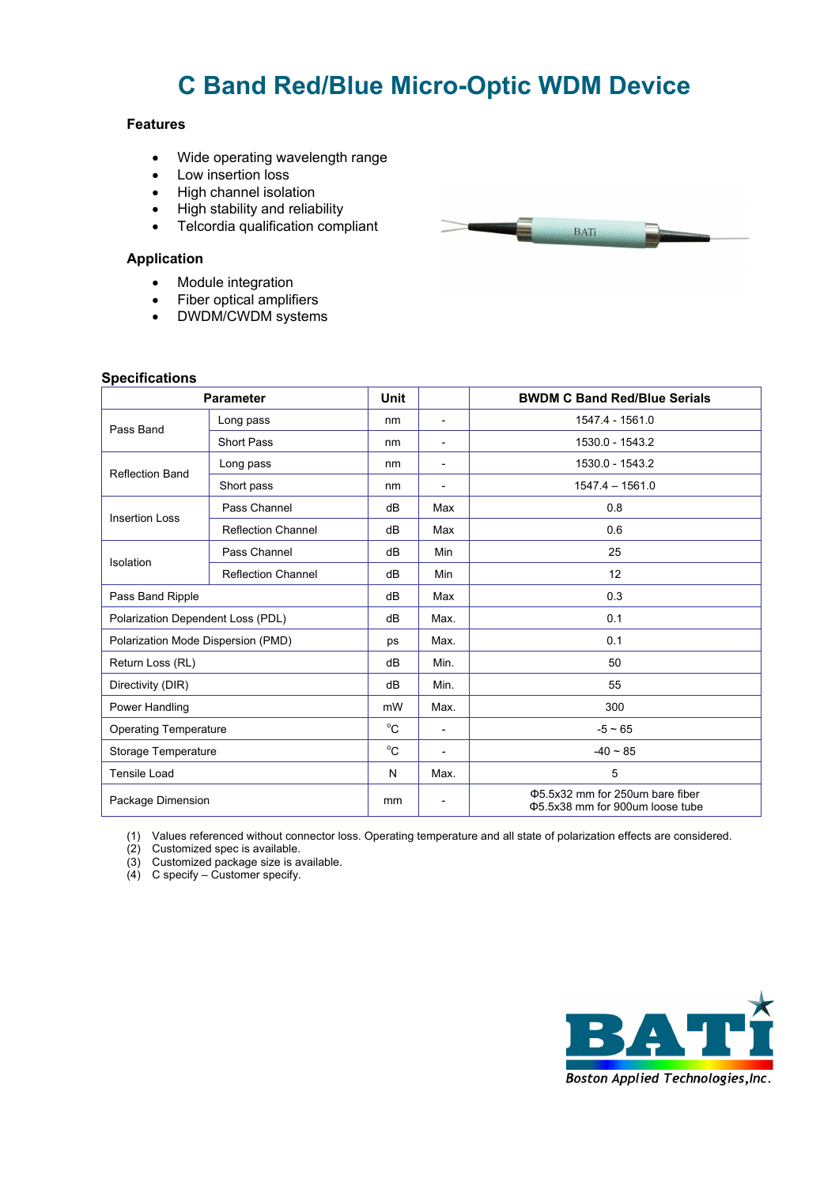# C Band Red/Blue Micro-Optic WDM Device

### Features

- Wide operating wavelength range
- Low insertion loss
- High channel isolation
- High stability and reliability
- Telcordia qualification compliant

### Application

- Module integration
- Fiber optical amplifiers
- DWDM/CWDM systems

### Specifications

| Parameter | | Unit | | BWDM C Band Red/Blue Serials |
|---|---|---|---|---|
| Pass Band | Long pass | nm | - | 1547.4 - 1561.0 |
| | Short Pass | nm | - | 1530.0 - 1543.2 |
| Reflection Band | Long pass | nm | - | 1530.0 - 1543.2 |
| | Short pass | nm | - | 1547.4 – 1561.0 |
| Insertion Loss | Pass Channel | dB | Max | 0.8 |
| | Reflection Channel | dB | Max | 0.6 |
| Isolation | Pass Channel | dB | Min | 25 |
| | Reflection Channel | dB | Min | 12 |
| Pass Band Ripple | | dB | Max | 0.3 |
| Polarization Dependent Loss (PDL) | | dB | Max. | 0.1 |
| Polarization Mode Dispersion (PMD) | | ps | Max. | 0.1 |
| Return Loss (RL) | | dB | Min. | 50 |
| Directivity (DIR) | | dB | Min. | 55 |
| Power Handling | | mW | Max. | 300 |
| Operating Temperature | | °C | - | -5 ~ 65 |
| Storage Temperature | | °C | - | -40 ~ 85 |
| Tensile Load | | N | Max. | 5 |
| Package Dimension | | mm | - | Φ5.5x32 mm for 250um bare fiber<br>Φ5.5x38 mm for 900um loose tube |

(1) Values referenced without connector loss. Operating temperature and all state of polarization effects are considered.
(2) Customized spec is available.
(3) Customized package size is available.
(4) C specify – Customer specify.

BATi
*Boston Applied Technologies, Inc.*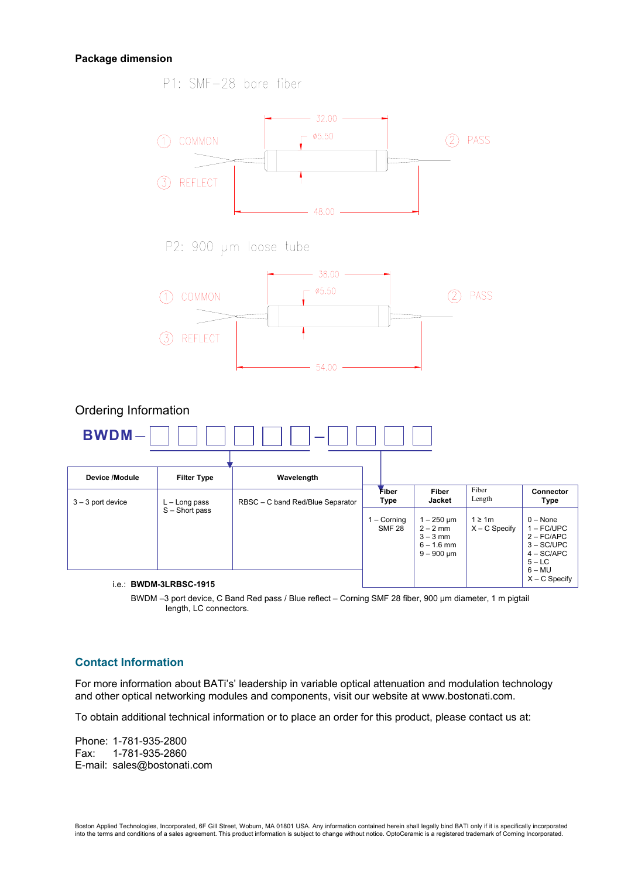**Package dimension**

P1: SMF-28 bare fiber

① COMMON

② PASS

③ REFLECT

32.00

ø5.50

48.00

P2: 900 μm loose tube

① COMMON

② PASS

③ REFLECT

38.00

ø5.50

54.00

## Ordering Information

**BWDM** – □ □ □ □ □ □ – □ □ □ □

| Device /Module | Filter Type | Wavelength |
|---|---|---|
| 3 – 3 port device | L – Long pass<br>S – Short pass | RBSC – C band Red/Blue Separator |

| Fiber Type | Fiber Jacket | Fiber Length | Connector Type |
|---|---|---|---|
| 1 – Corning SMF 28 | 1 – 250 μm<br>2 – 2 mm<br>3 – 3 mm<br>6 – 1.6 mm<br>9 – 900 μm | 1 ≥ 1m<br>X – C Specify | 0 – None<br>1 – FC/UPC<br>2 – FC/APC<br>3 – SC/UPC<br>4 – SC/APC<br>5 – LC<br>6 – MU<br>X – C Specify |

i.e.: **BWDM-3LRBSC-1915**

BWDM –3 port device, C Band Red pass / Blue reflect – Corning SMF 28 fiber, 900 μm diameter, 1 m pigtail length, LC connectors.

## Contact Information

For more information about BATi's' leadership in variable optical attenuation and modulation technology and other optical networking modules and components, visit our website at www.bostonati.com.

To obtain additional technical information or to place an order for this product, please contact us at:

Phone: 1-781-935-2800
Fax: 1-781-935-2860
E-mail: sales@bostonati.com

Boston Applied Technologies, Incorporated, 6F Gill Street, Woburn, MA 01801 USA. Any information contained herein shall legally bind BATI only if it is specifically incorporated into the terms and conditions of a sales agreement. This product information is subject to change without notice. OptoCeramic is a registered trademark of Corning Incorporated.